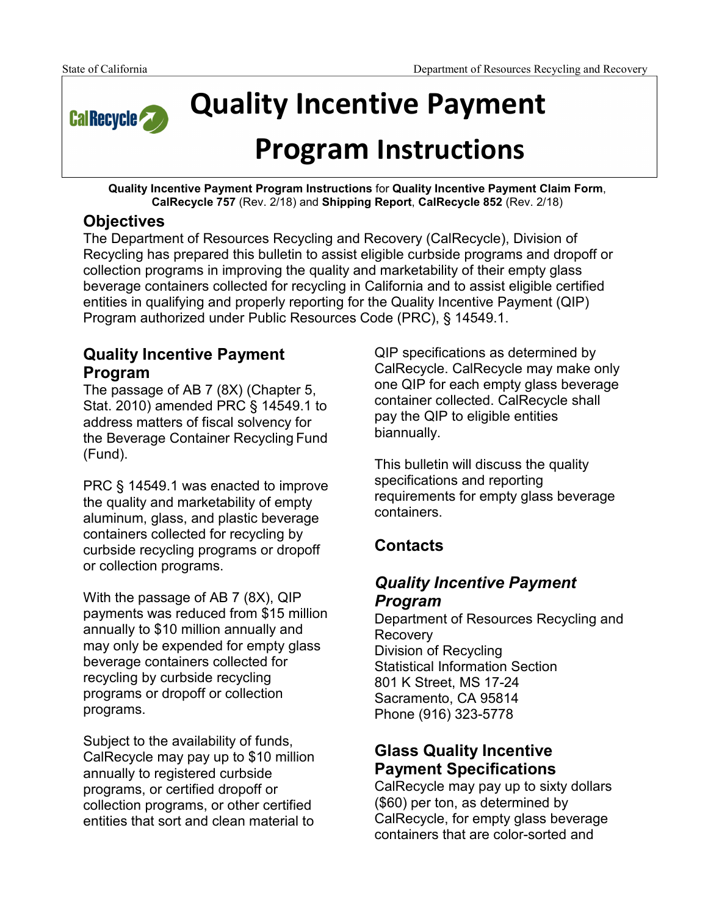# Quality Incentive Payment Program Instructions

**Quality Incentive Payment Program Instructions** for **Quality Incentive Payment Claim Form**, **CalRecycle 757** (Rev. 2/18) and **Shipping Report**, **CalRecycle 852** (Rev. 2/18)

## Objectives

The Department of Resources Recycling and Recovery (CalRecycle), Division of Recycling has prepared this bulletin to assist eligible curbside programs and dropoff or collection programs in improving the quality and marketability of their empty glass beverage containers collected for recycling in California and to assist eligible certified entities in qualifying and properly reporting for the Quality Incentive Payment (QIP) Program authorized under Public Resources Code (PRC), § 14549.1.

## Quality Incentive Payment Program

The passage of AB 7 (8X) (Chapter 5, Stat. 2010) amended PRC § 14549.1 to address matters of fiscal solvency for the Beverage Container Recycling Fund (Fund).

PRC § 14549.1 was enacted to improve the quality and marketability of empty aluminum, glass, and plastic beverage containers collected for recycling by curbside recycling programs or dropoff or collection programs.

With the passage of AB 7 (8X), QIP payments was reduced from $15 million annually to $10 million annually and may only be expended for empty glass beverage containers collected for recycling by curbside recycling programs or dropoff or collection programs.

Subject to the availability of funds, CalRecycle may pay up to $10 million annually to registered curbside programs, or certified dropoff or collection programs, or other certified entities that sort and clean material to QIP specifications as determined by CalRecycle. CalRecycle may make only one QIP for each empty glass beverage container collected. CalRecycle shall pay the QIP to eligible entities biannually.

This bulletin will discuss the quality specifications and reporting requirements for empty glass beverage containers.

## Contacts

### *Quality Incentive Payment Program*

Department of Resources Recycling and Recovery  
Division of Recycling  
Statistical Information Section  
801 K Street, MS 17-24  
Sacramento, CA 95814  
Phone (916) 323-5778

## Glass Quality Incentive Payment Specifications

CalRecycle may pay up to sixty dollars ($60) per ton, as determined by CalRecycle, for empty glass beverage containers that are color-sorted and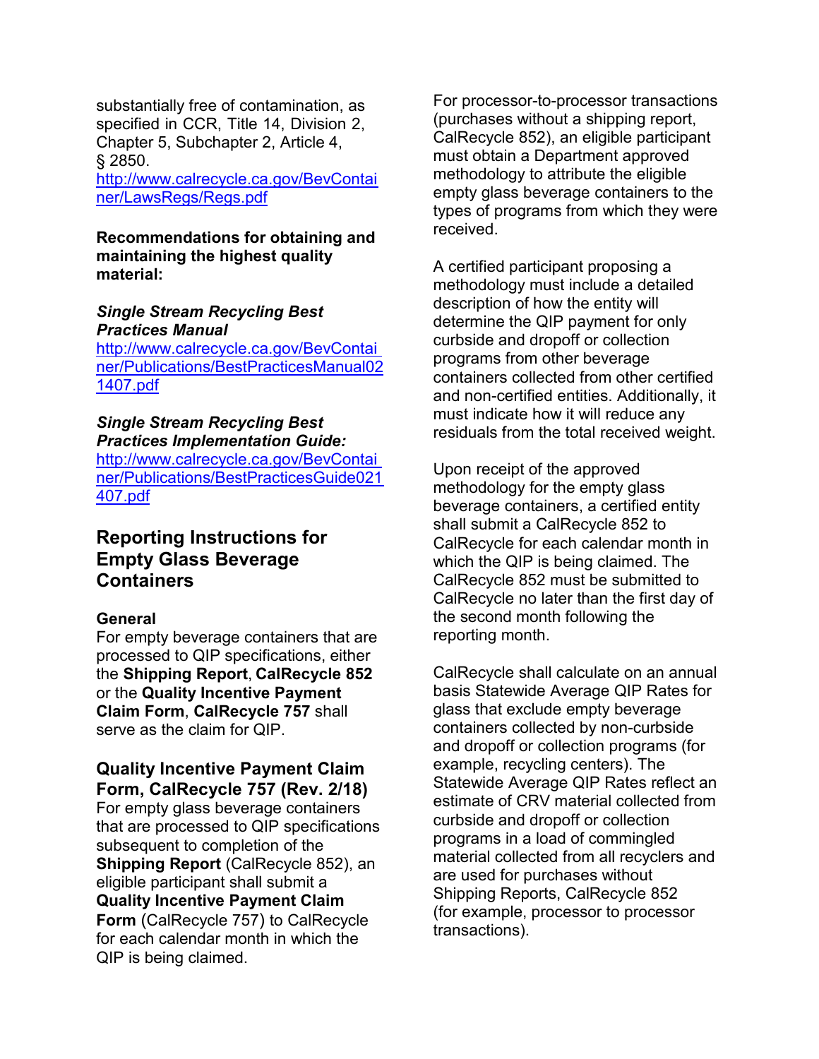substantially free of contamination, as specified in CCR, Title 14, Division 2, Chapter 5, Subchapter 2, Article 4, § 2850.
[http://www.calrecycle.ca.gov/BevContainer/LawsRegs/Regs.pdf](http://www.calrecycle.ca.gov/BevContainer/LawsRegs/Regs.pdf)

**Recommendations for obtaining and maintaining the highest quality material:**

***Single Stream Recycling Best Practices Manual***
[http://www.calrecycle.ca.gov/BevContainer/Publications/BestPracticesManual021407.pdf](http://www.calrecycle.ca.gov/BevContainer/Publications/BestPracticesManual021407.pdf)

***Single Stream Recycling Best Practices Implementation Guide:***
[http://www.calrecycle.ca.gov/BevContainer/Publications/BestPracticesGuide021407.pdf](http://www.calrecycle.ca.gov/BevContainer/Publications/BestPracticesGuide021407.pdf)

## Reporting Instructions for Empty Glass Beverage Containers

### General

For empty beverage containers that are processed to QIP specifications, either the **Shipping Report**, **CalRecycle 852** or the **Quality Incentive Payment Claim Form**, **CalRecycle 757** shall serve as the claim for QIP.

### Quality Incentive Payment Claim Form, CalRecycle 757 (Rev. 2/18)

For empty glass beverage containers that are processed to QIP specifications subsequent to completion of the **Shipping Report** (CalRecycle 852), an eligible participant shall submit a **Quality Incentive Payment Claim Form** (CalRecycle 757) to CalRecycle for each calendar month in which the QIP is being claimed.

For processor-to-processor transactions (purchases without a shipping report, CalRecycle 852), an eligible participant must obtain a Department approved methodology to attribute the eligible empty glass beverage containers to the types of programs from which they were received.

A certified participant proposing a methodology must include a detailed description of how the entity will determine the QIP payment for only curbside and dropoff or collection programs from other beverage containers collected from other certified and non-certified entities. Additionally, it must indicate how it will reduce any residuals from the total received weight.

Upon receipt of the approved methodology for the empty glass beverage containers, a certified entity shall submit a CalRecycle 852 to CalRecycle for each calendar month in which the QIP is being claimed. The CalRecycle 852 must be submitted to CalRecycle no later than the first day of the second month following the reporting month.

CalRecycle shall calculate on an annual basis Statewide Average QIP Rates for glass that exclude empty beverage containers collected by non-curbside and dropoff or collection programs (for example, recycling centers). The Statewide Average QIP Rates reflect an estimate of CRV material collected from curbside and dropoff or collection programs in a load of commingled material collected from all recyclers and are used for purchases without Shipping Reports, CalRecycle 852 (for example, processor to processor transactions).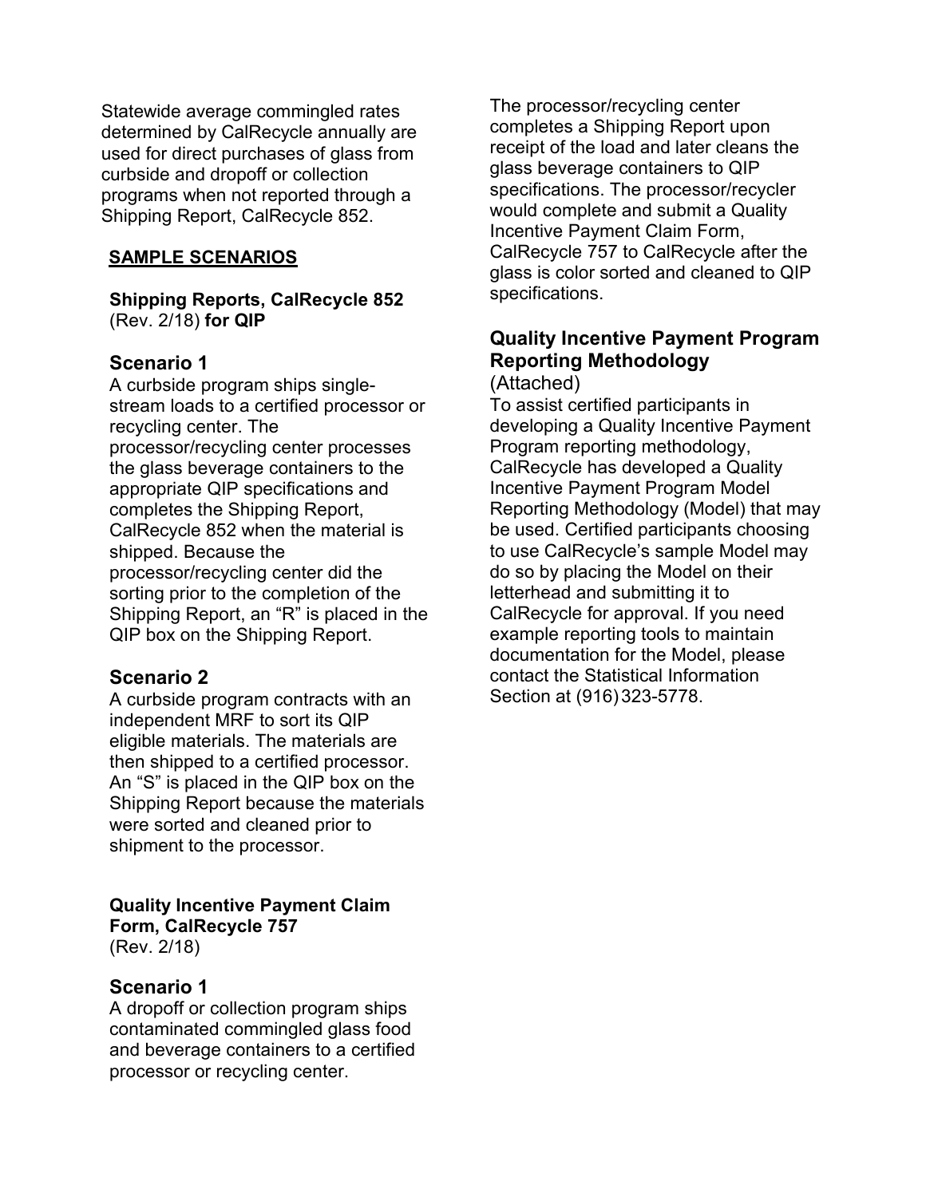Statewide average commingled rates determined by CalRecycle annually are used for direct purchases of glass from curbside and dropoff or collection programs when not reported through a Shipping Report, CalRecycle 852.

## SAMPLE SCENARIOS

**Shipping Reports, CalRecycle 852** (Rev. 2/18) **for QIP**

### Scenario 1

A curbside program ships single-stream loads to a certified processor or recycling center. The processor/recycling center processes the glass beverage containers to the appropriate QIP specifications and completes the Shipping Report, CalRecycle 852 when the material is shipped. Because the processor/recycling center did the sorting prior to the completion of the Shipping Report, an "R" is placed in the QIP box on the Shipping Report.

### Scenario 2

A curbside program contracts with an independent MRF to sort its QIP eligible materials. The materials are then shipped to a certified processor. An "S" is placed in the QIP box on the Shipping Report because the materials were sorted and cleaned prior to shipment to the processor.

**Quality Incentive Payment Claim Form, CalRecycle 757**
(Rev. 2/18)

### Scenario 1

A dropoff or collection program ships contaminated commingled glass food and beverage containers to a certified processor or recycling center. The processor/recycling center completes a Shipping Report upon receipt of the load and later cleans the glass beverage containers to QIP specifications. The processor/recycler would complete and submit a Quality Incentive Payment Claim Form, CalRecycle 757 to CalRecycle after the glass is color sorted and cleaned to QIP specifications.

## Quality Incentive Payment Program Reporting Methodology

(Attached)
To assist certified participants in developing a Quality Incentive Payment Program reporting methodology, CalRecycle has developed a Quality Incentive Payment Program Model Reporting Methodology (Model) that may be used. Certified participants choosing to use CalRecycle's sample Model may do so by placing the Model on their letterhead and submitting it to CalRecycle for approval. If you need example reporting tools to maintain documentation for the Model, please contact the Statistical Information Section at (916) 323-5778.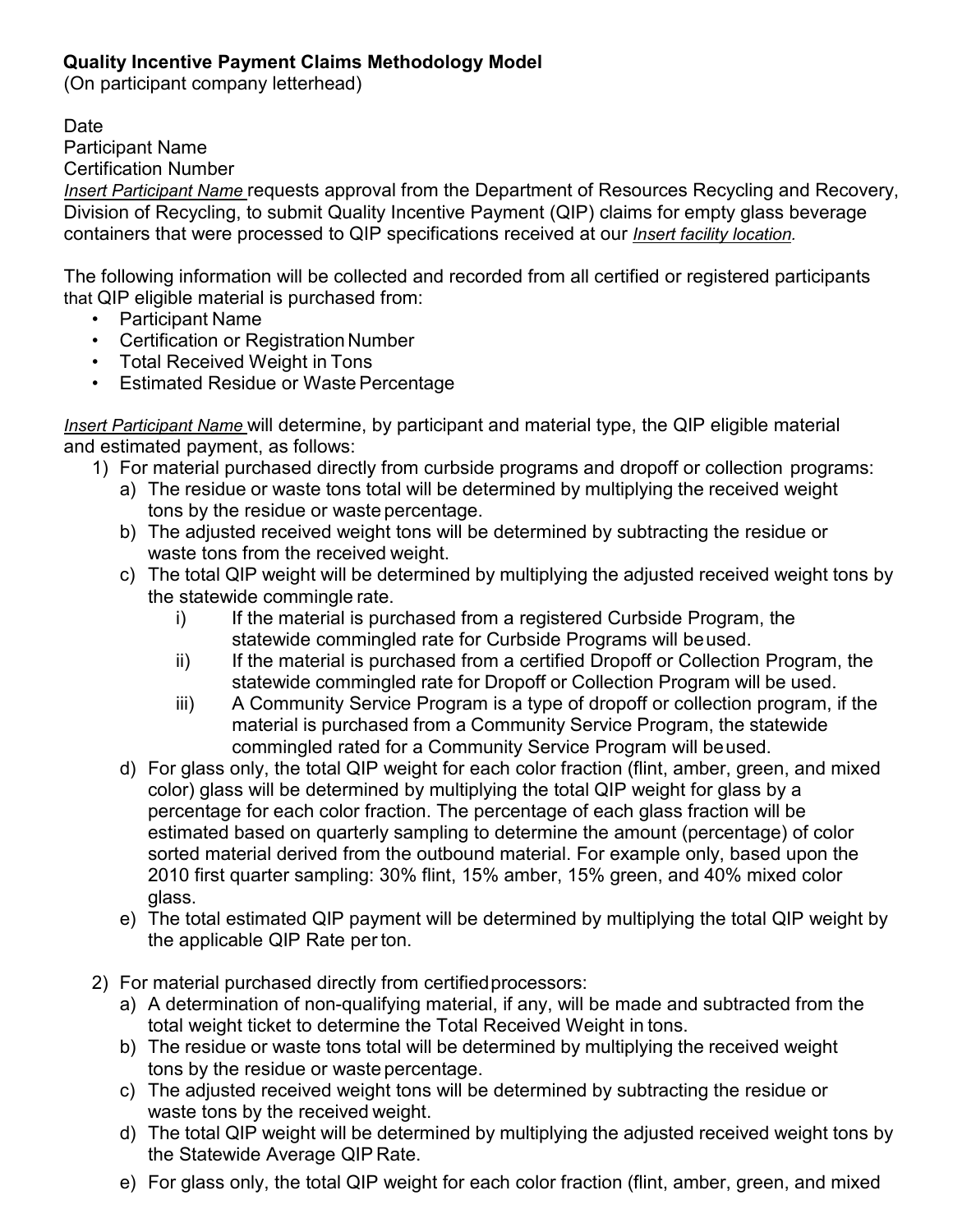**Quality Incentive Payment Claims Methodology Model**
(On participant company letterhead)

Date
Participant Name
Certification Number
*Insert Participant Name* requests approval from the Department of Resources Recycling and Recovery, Division of Recycling, to submit Quality Incentive Payment (QIP) claims for empty glass beverage containers that were processed to QIP specifications received at our *Insert facility location.*

The following information will be collected and recorded from all certified or registered participants that QIP eligible material is purchased from:

- Participant Name
- Certification or Registration Number
- Total Received Weight in Tons
- Estimated Residue or Waste Percentage

*Insert Participant Name* will determine, by participant and material type, the QIP eligible material and estimated payment, as follows:

1) For material purchased directly from curbside programs and dropoff or collection programs:
   a) The residue or waste tons total will be determined by multiplying the received weight tons by the residue or waste percentage.
   b) The adjusted received weight tons will be determined by subtracting the residue or waste tons from the received weight.
   c) The total QIP weight will be determined by multiplying the adjusted received weight tons by the statewide commingle rate.
      i) If the material is purchased from a registered Curbside Program, the statewide commingled rate for Curbside Programs will be used.
      ii) If the material is purchased from a certified Dropoff or Collection Program, the statewide commingled rate for Dropoff or Collection Program will be used.
      iii) A Community Service Program is a type of dropoff or collection program, if the material is purchased from a Community Service Program, the statewide commingled rated for a Community Service Program will be used.
   d) For glass only, the total QIP weight for each color fraction (flint, amber, green, and mixed color) glass will be determined by multiplying the total QIP weight for glass by a percentage for each color fraction. The percentage of each glass fraction will be estimated based on quarterly sampling to determine the amount (percentage) of color sorted material derived from the outbound material. For example only, based upon the 2010 first quarter sampling: 30% flint, 15% amber, 15% green, and 40% mixed color glass.
   e) The total estimated QIP payment will be determined by multiplying the total QIP weight by the applicable QIP Rate per ton.

2) For material purchased directly from certified processors:
   a) A determination of non-qualifying material, if any, will be made and subtracted from the total weight ticket to determine the Total Received Weight in tons.
   b) The residue or waste tons total will be determined by multiplying the received weight tons by the residue or waste percentage.
   c) The adjusted received weight tons will be determined by subtracting the residue or waste tons by the received weight.
   d) The total QIP weight will be determined by multiplying the adjusted received weight tons by the Statewide Average QIP Rate.
   e) For glass only, the total QIP weight for each color fraction (flint, amber, green, and mixed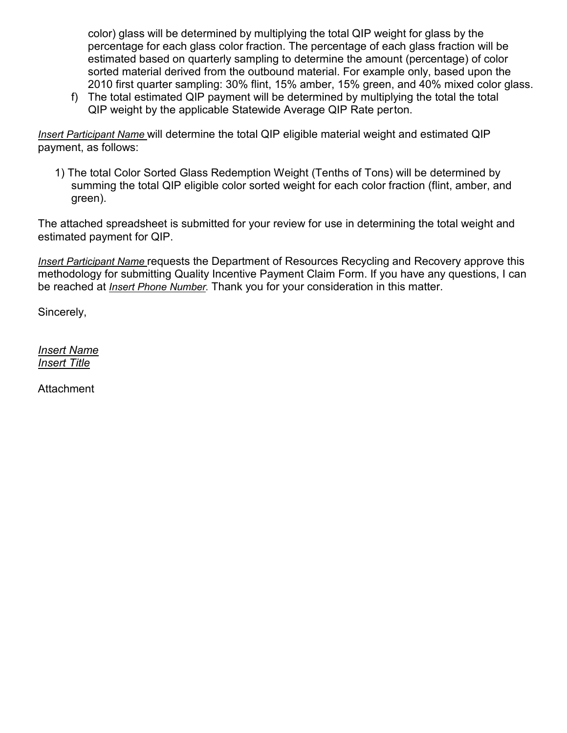color) glass will be determined by multiplying the total QIP weight for glass by the percentage for each glass color fraction. The percentage of each glass fraction will be estimated based on quarterly sampling to determine the amount (percentage) of color sorted material derived from the outbound material. For example only, based upon the 2010 first quarter sampling: 30% flint, 15% amber, 15% green, and 40% mixed color glass.

f) The total estimated QIP payment will be determined by multiplying the total the total QIP weight by the applicable Statewide Average QIP Rate perton.

*Insert Participant Name* will determine the total QIP eligible material weight and estimated QIP payment, as follows:

1) The total Color Sorted Glass Redemption Weight (Tenths of Tons) will be determined by summing the total QIP eligible color sorted weight for each color fraction (flint, amber, and green).

The attached spreadsheet is submitted for your review for use in determining the total weight and estimated payment for QIP.

*Insert Participant Name* requests the Department of Resources Recycling and Recovery approve this methodology for submitting Quality Incentive Payment Claim Form. If you have any questions, I can be reached at *Insert Phone Number.* Thank you for your consideration in this matter.

Sincerely,

*Insert Name*
*Insert Title*

Attachment